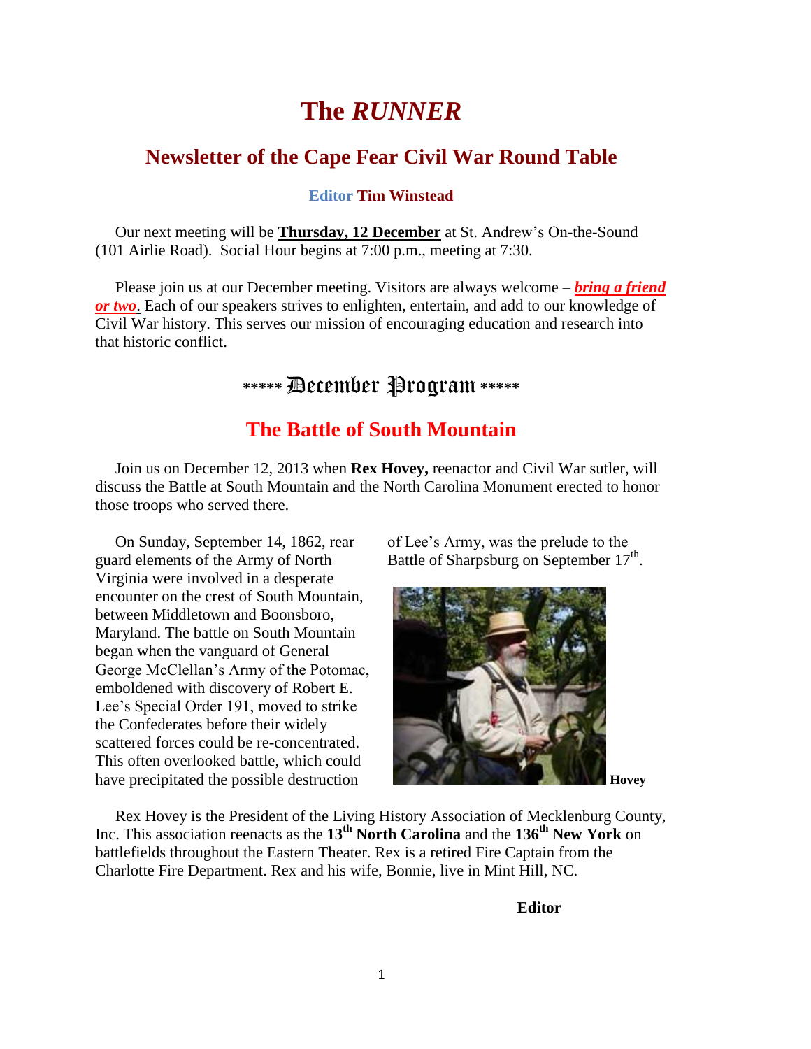# The *RUNNER*

## Newsletter of the Cape Fear Civil War Round Table

**Editor Tim Winstead**

Our next meeting will be **Thursday, 12 December** at St. Andrew's On-the-Sound (101 Airlie Road). Social Hour begins at 7:00 p.m., meeting at 7:30.

Please join us at our December meeting. Visitors are always welcome – ***bring a friend or two***. Each of our speakers strives to enlighten, entertain, and add to our knowledge of Civil War history. This serves our mission of encouraging education and research into that historic conflict.

## \*\*\*\*\* December Program \*\*\*\*\*

## The Battle of South Mountain

Join us on December 12, 2013 when **Rex Hovey,** reenactor and Civil War sutler, will discuss the Battle at South Mountain and the North Carolina Monument erected to honor those troops who served there.

On Sunday, September 14, 1862, rear guard elements of the Army of North Virginia were involved in a desperate encounter on the crest of South Mountain, between Middletown and Boonsboro, Maryland. The battle on South Mountain began when the vanguard of General George McClellan's Army of the Potomac, emboldened with discovery of Robert E. Lee's Special Order 191, moved to strike the Confederates before their widely scattered forces could be re-concentrated. This often overlooked battle, which could have precipitated the possible destruction of Lee's Army, was the prelude to the Battle of Sharpsburg on September 17th.

**Hovey**

Rex Hovey is the President of the Living History Association of Mecklenburg County, Inc. This association reenacts as the **13th North Carolina** and the **136th New York** on battlefields throughout the Eastern Theater. Rex is a retired Fire Captain from the Charlotte Fire Department. Rex and his wife, Bonnie, live in Mint Hill, NC.

**Editor**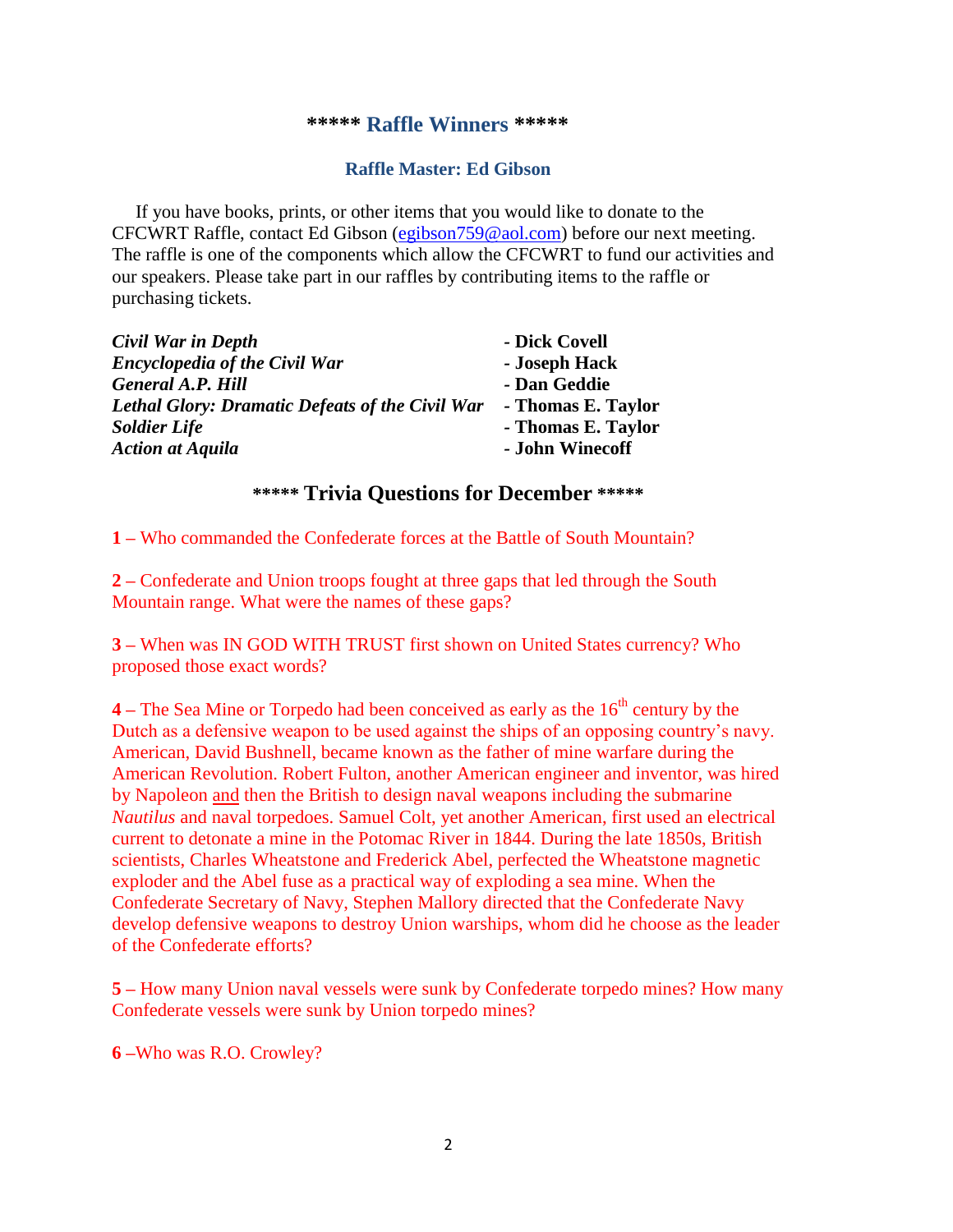## ***** Raffle Winners *****

### Raffle Master: Ed Gibson

If you have books, prints, or other items that you would like to donate to the CFCWRT Raffle, contact Ed Gibson (egibson759@aol.com) before our next meeting. The raffle is one of the components which allow the CFCWRT to fund our activities and our speakers. Please take part in our raffles by contributing items to the raffle or purchasing tickets.

| | |
|---|---|
| ***Civil War in Depth*** | **- Dick Covell** |
| ***Encyclopedia of the Civil War*** | **- Joseph Hack** |
| ***General A.P. Hill*** | **- Dan Geddie** |
| ***Lethal Glory: Dramatic Defeats of the Civil War*** | **- Thomas E. Taylor** |
| ***Soldier Life*** | **- Thomas E. Taylor** |
| ***Action at Aquila*** | **- John Winecoff** |

## ***** Trivia Questions for December *****

**1 –** Who commanded the Confederate forces at the Battle of South Mountain?

**2 –** Confederate and Union troops fought at three gaps that led through the South Mountain range. What were the names of these gaps?

**3 –** When was IN GOD WITH TRUST first shown on United States currency? Who proposed those exact words?

**4 –** The Sea Mine or Torpedo had been conceived as early as the 16th century by the Dutch as a defensive weapon to be used against the ships of an opposing country's navy. American, David Bushnell, became known as the father of mine warfare during the American Revolution. Robert Fulton, another American engineer and inventor, was hired by Napoleon and then the British to design naval weapons including the submarine *Nautilus* and naval torpedoes. Samuel Colt, yet another American, first used an electrical current to detonate a mine in the Potomac River in 1844. During the late 1850s, British scientists, Charles Wheatstone and Frederick Abel, perfected the Wheatstone magnetic exploder and the Abel fuse as a practical way of exploding a sea mine. When the Confederate Secretary of Navy, Stephen Mallory directed that the Confederate Navy develop defensive weapons to destroy Union warships, whom did he choose as the leader of the Confederate efforts?

**5 –** How many Union naval vessels were sunk by Confederate torpedo mines? How many Confederate vessels were sunk by Union torpedo mines?

**6 –**Who was R.O. Crowley?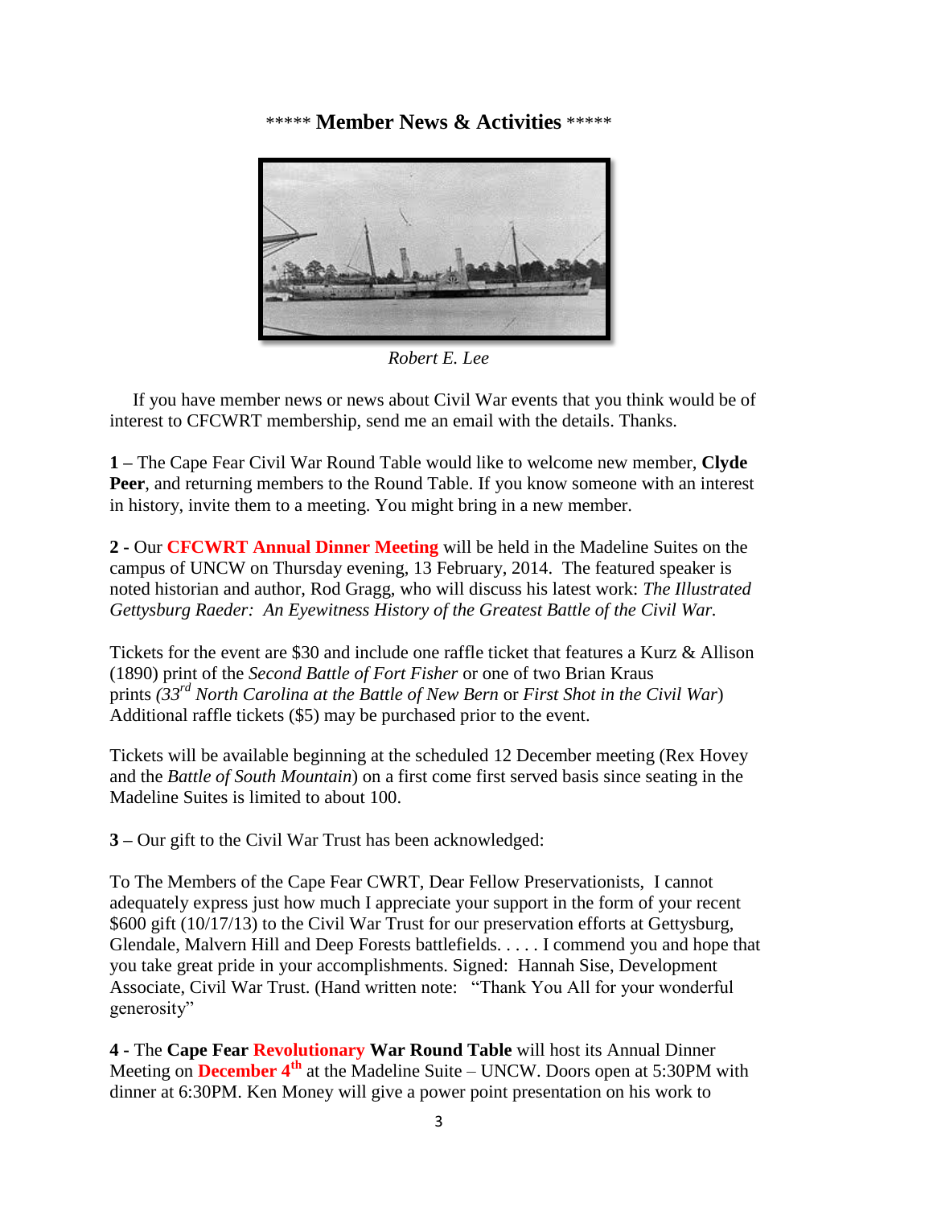***** **Member News & Activities** *****

*Robert E. Lee*

If you have member news or news about Civil War events that you think would be of interest to CFCWRT membership, send me an email with the details. Thanks.

**1 –** The Cape Fear Civil War Round Table would like to welcome new member, **Clyde Peer**, and returning members to the Round Table. If you know someone with an interest in history, invite them to a meeting. You might bring in a new member.

**2 -** Our **CFCWRT Annual Dinner Meeting** will be held in the Madeline Suites on the campus of UNCW on Thursday evening, 13 February, 2014. The featured speaker is noted historian and author, Rod Gragg, who will discuss his latest work: *The Illustrated Gettysburg Raeder: An Eyewitness History of the Greatest Battle of the Civil War.*

Tickets for the event are $30 and include one raffle ticket that features a Kurz & Allison (1890) print of the *Second Battle of Fort Fisher* or one of two Brian Kraus prints *(33rd North Carolina at the Battle of New Bern* or *First Shot in the Civil War*) Additional raffle tickets ($5) may be purchased prior to the event.

Tickets will be available beginning at the scheduled 12 December meeting (Rex Hovey and the *Battle of South Mountain*) on a first come first served basis since seating in the Madeline Suites is limited to about 100.

**3 –** Our gift to the Civil War Trust has been acknowledged:

To The Members of the Cape Fear CWRT, Dear Fellow Preservationists, I cannot adequately express just how much I appreciate your support in the form of your recent $600 gift (10/17/13) to the Civil War Trust for our preservation efforts at Gettysburg, Glendale, Malvern Hill and Deep Forests battlefields. . . . . I commend you and hope that you take great pride in your accomplishments. Signed: Hannah Sise, Development Associate, Civil War Trust. (Hand written note: "Thank You All for your wonderful generosity"

**4 -** The **Cape Fear Revolutionary War Round Table** will host its Annual Dinner Meeting on **December 4th** at the Madeline Suite – UNCW. Doors open at 5:30PM with dinner at 6:30PM. Ken Money will give a power point presentation on his work to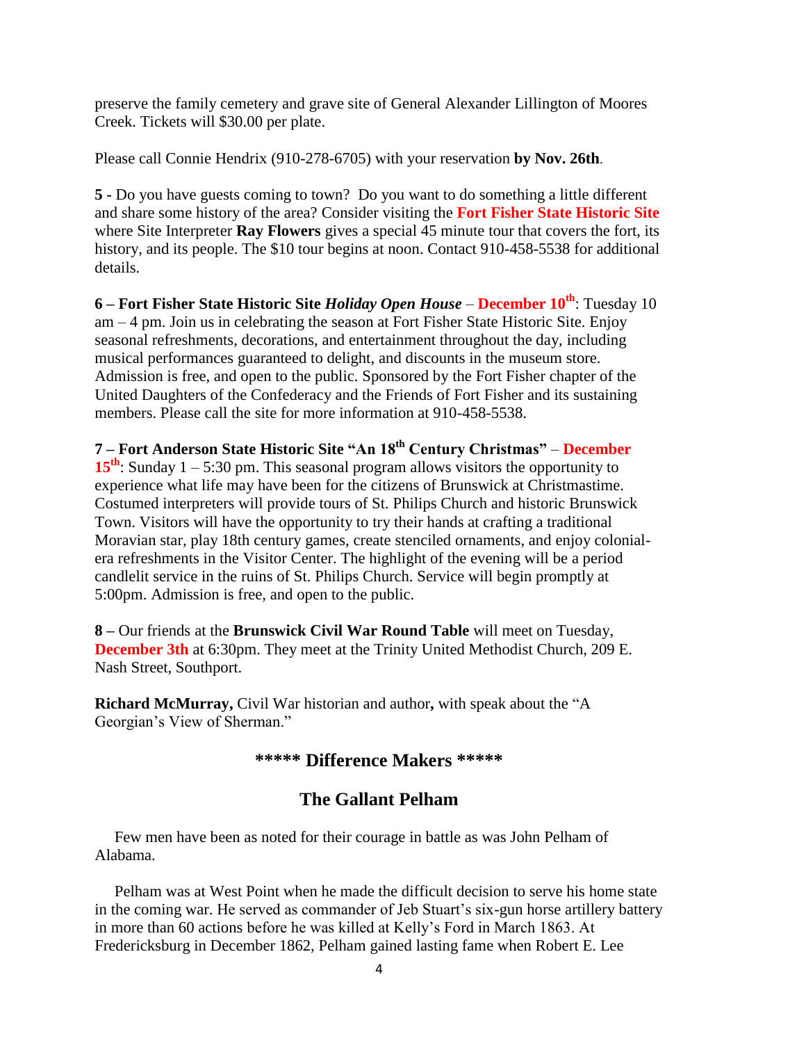preserve the family cemetery and grave site of General Alexander Lillington of Moores Creek. Tickets will $30.00 per plate.

Please call Connie Hendrix (910-278-6705) with your reservation **by Nov. 26th**.

**5 -** Do you have guests coming to town? Do you want to do something a little different and share some history of the area? Consider visiting the **Fort Fisher State Historic Site** where Site Interpreter **Ray Flowers** gives a special 45 minute tour that covers the fort, its history, and its people. The $10 tour begins at noon. Contact 910-458-5538 for additional details.

**6 – Fort Fisher State Historic Site *Holiday Open House*** – **December 10th**: Tuesday 10 am – 4 pm. Join us in celebrating the season at Fort Fisher State Historic Site. Enjoy seasonal refreshments, decorations, and entertainment throughout the day, including musical performances guaranteed to delight, and discounts in the museum store. Admission is free, and open to the public. Sponsored by the Fort Fisher chapter of the United Daughters of the Confederacy and the Friends of Fort Fisher and its sustaining members. Please call the site for more information at 910-458-5538.

**7 – Fort Anderson State Historic Site "An 18th Century Christmas"** – **December 15th**: Sunday 1 – 5:30 pm. This seasonal program allows visitors the opportunity to experience what life may have been for the citizens of Brunswick at Christmastime. Costumed interpreters will provide tours of St. Philips Church and historic Brunswick Town. Visitors will have the opportunity to try their hands at crafting a traditional Moravian star, play 18th century games, create stenciled ornaments, and enjoy colonial-era refreshments in the Visitor Center. The highlight of the evening will be a period candlelit service in the ruins of St. Philips Church. Service will begin promptly at 5:00pm. Admission is free, and open to the public.

**8 –** Our friends at the **Brunswick Civil War Round Table** will meet on Tuesday, **December 3th** at 6:30pm. They meet at the Trinity United Methodist Church, 209 E. Nash Street, Southport.

**Richard McMurray,** Civil War historian and author**,** with speak about the "A Georgian's View of Sherman."

## ***** Difference Makers *****

## The Gallant Pelham

Few men have been as noted for their courage in battle as was John Pelham of Alabama.

Pelham was at West Point when he made the difficult decision to serve his home state in the coming war. He served as commander of Jeb Stuart's six-gun horse artillery battery in more than 60 actions before he was killed at Kelly's Ford in March 1863. At Fredericksburg in December 1862, Pelham gained lasting fame when Robert E. Lee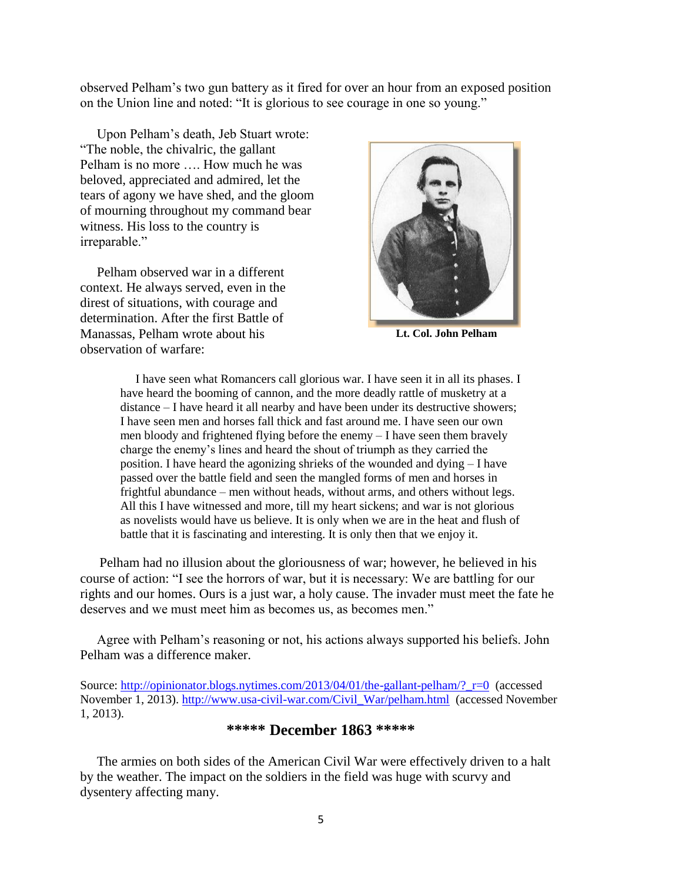observed Pelham's two gun battery as it fired for over an hour from an exposed position on the Union line and noted: "It is glorious to see courage in one so young."

Upon Pelham's death, Jeb Stuart wrote: "The noble, the chivalric, the gallant Pelham is no more …. How much he was beloved, appreciated and admired, let the tears of agony we have shed, and the gloom of mourning throughout my command bear witness. His loss to the country is irreparable."

Pelham observed war in a different context. He always served, even in the direst of situations, with courage and determination. After the first Battle of Manassas, Pelham wrote about his observation of warfare:

**Lt. Col. John Pelham**

> I have seen what Romancers call glorious war. I have seen it in all its phases. I have heard the booming of cannon, and the more deadly rattle of musketry at a distance – I have heard it all nearby and have been under its destructive showers; I have seen men and horses fall thick and fast around me. I have seen our own men bloody and frightened flying before the enemy – I have seen them bravely charge the enemy's lines and heard the shout of triumph as they carried the position. I have heard the agonizing shrieks of the wounded and dying – I have passed over the battle field and seen the mangled forms of men and horses in frightful abundance – men without heads, without arms, and others without legs. All this I have witnessed and more, till my heart sickens; and war is not glorious as novelists would have us believe. It is only when we are in the heat and flush of battle that it is fascinating and interesting. It is only then that we enjoy it.

Pelham had no illusion about the gloriousness of war; however, he believed in his course of action: "I see the horrors of war, but it is necessary: We are battling for our rights and our homes. Ours is a just war, a holy cause. The invader must meet the fate he deserves and we must meet him as becomes us, as becomes men."

Agree with Pelham's reasoning or not, his actions always supported his beliefs. John Pelham was a difference maker.

Source: http://opinionator.blogs.nytimes.com/2013/04/01/the-gallant-pelham/?_r=0 (accessed November 1, 2013). http://www.usa-civil-war.com/Civil_War/pelham.html (accessed November 1, 2013).

## ***** December 1863 *****

The armies on both sides of the American Civil War were effectively driven to a halt by the weather. The impact on the soldiers in the field was huge with scurvy and dysentery affecting many.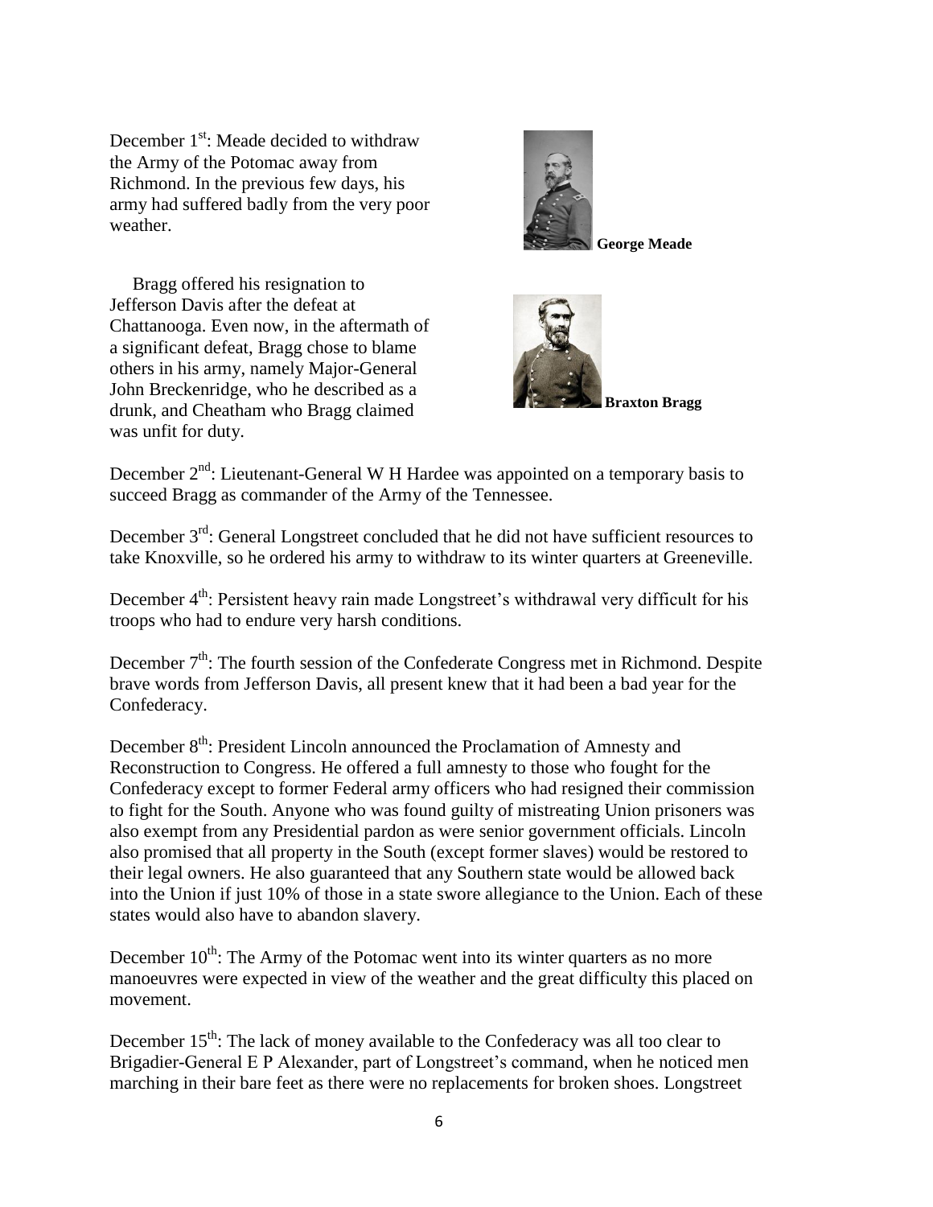December 1st: Meade decided to withdraw the Army of the Potomac away from Richmond. In the previous few days, his army had suffered badly from the very poor weather.

**George Meade**

Bragg offered his resignation to Jefferson Davis after the defeat at Chattanooga. Even now, in the aftermath of a significant defeat, Bragg chose to blame others in his army, namely Major-General John Breckenridge, who he described as a drunk, and Cheatham who Bragg claimed was unfit for duty.

**Braxton Bragg**

December 2nd: Lieutenant-General W H Hardee was appointed on a temporary basis to succeed Bragg as commander of the Army of the Tennessee.

December 3rd: General Longstreet concluded that he did not have sufficient resources to take Knoxville, so he ordered his army to withdraw to its winter quarters at Greeneville.

December 4th: Persistent heavy rain made Longstreet's withdrawal very difficult for his troops who had to endure very harsh conditions.

December 7th: The fourth session of the Confederate Congress met in Richmond. Despite brave words from Jefferson Davis, all present knew that it had been a bad year for the Confederacy.

December 8th: President Lincoln announced the Proclamation of Amnesty and Reconstruction to Congress. He offered a full amnesty to those who fought for the Confederacy except to former Federal army officers who had resigned their commission to fight for the South. Anyone who was found guilty of mistreating Union prisoners was also exempt from any Presidential pardon as were senior government officials. Lincoln also promised that all property in the South (except former slaves) would be restored to their legal owners. He also guaranteed that any Southern state would be allowed back into the Union if just 10% of those in a state swore allegiance to the Union. Each of these states would also have to abandon slavery.

December 10th: The Army of the Potomac went into its winter quarters as no more manoeuvres were expected in view of the weather and the great difficulty this placed on movement.

December 15th: The lack of money available to the Confederacy was all too clear to Brigadier-General E P Alexander, part of Longstreet's command, when he noticed men marching in their bare feet as there were no replacements for broken shoes. Longstreet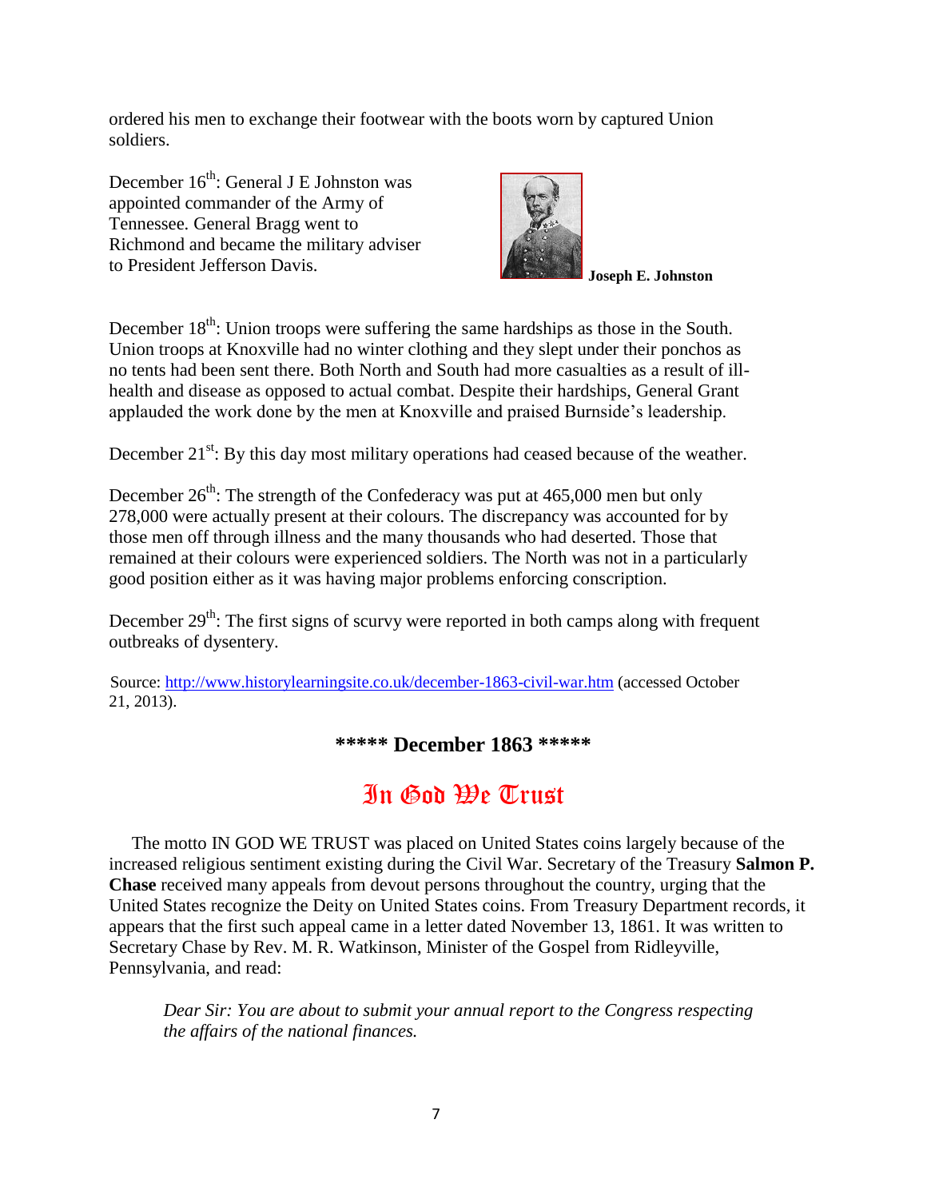ordered his men to exchange their footwear with the boots worn by captured Union soldiers.

December 16th: General J E Johnston was appointed commander of the Army of Tennessee. General Bragg went to Richmond and became the military adviser to President Jefferson Davis.

**Joseph E. Johnston**

December 18th: Union troops were suffering the same hardships as those in the South. Union troops at Knoxville had no winter clothing and they slept under their ponchos as no tents had been sent there. Both North and South had more casualties as a result of ill-health and disease as opposed to actual combat. Despite their hardships, General Grant applauded the work done by the men at Knoxville and praised Burnside's leadership.

December 21st: By this day most military operations had ceased because of the weather.

December 26th: The strength of the Confederacy was put at 465,000 men but only 278,000 were actually present at their colours. The discrepancy was accounted for by those men off through illness and the many thousands who had deserted. Those that remained at their colours were experienced soldiers. The North was not in a particularly good position either as it was having major problems enforcing conscription.

December 29th: The first signs of scurvy were reported in both camps along with frequent outbreaks of dysentery.

Source: http://www.historylearningsite.co.uk/december-1863-civil-war.htm (accessed October 21, 2013).

**\*\*\*\*\* December 1863 \*\*\*\*\***

## In God We Trust

The motto IN GOD WE TRUST was placed on United States coins largely because of the increased religious sentiment existing during the Civil War. Secretary of the Treasury **Salmon P. Chase** received many appeals from devout persons throughout the country, urging that the United States recognize the Deity on United States coins. From Treasury Department records, it appears that the first such appeal came in a letter dated November 13, 1861. It was written to Secretary Chase by Rev. M. R. Watkinson, Minister of the Gospel from Ridleyville, Pennsylvania, and read:

> *Dear Sir: You are about to submit your annual report to the Congress respecting the affairs of the national finances.*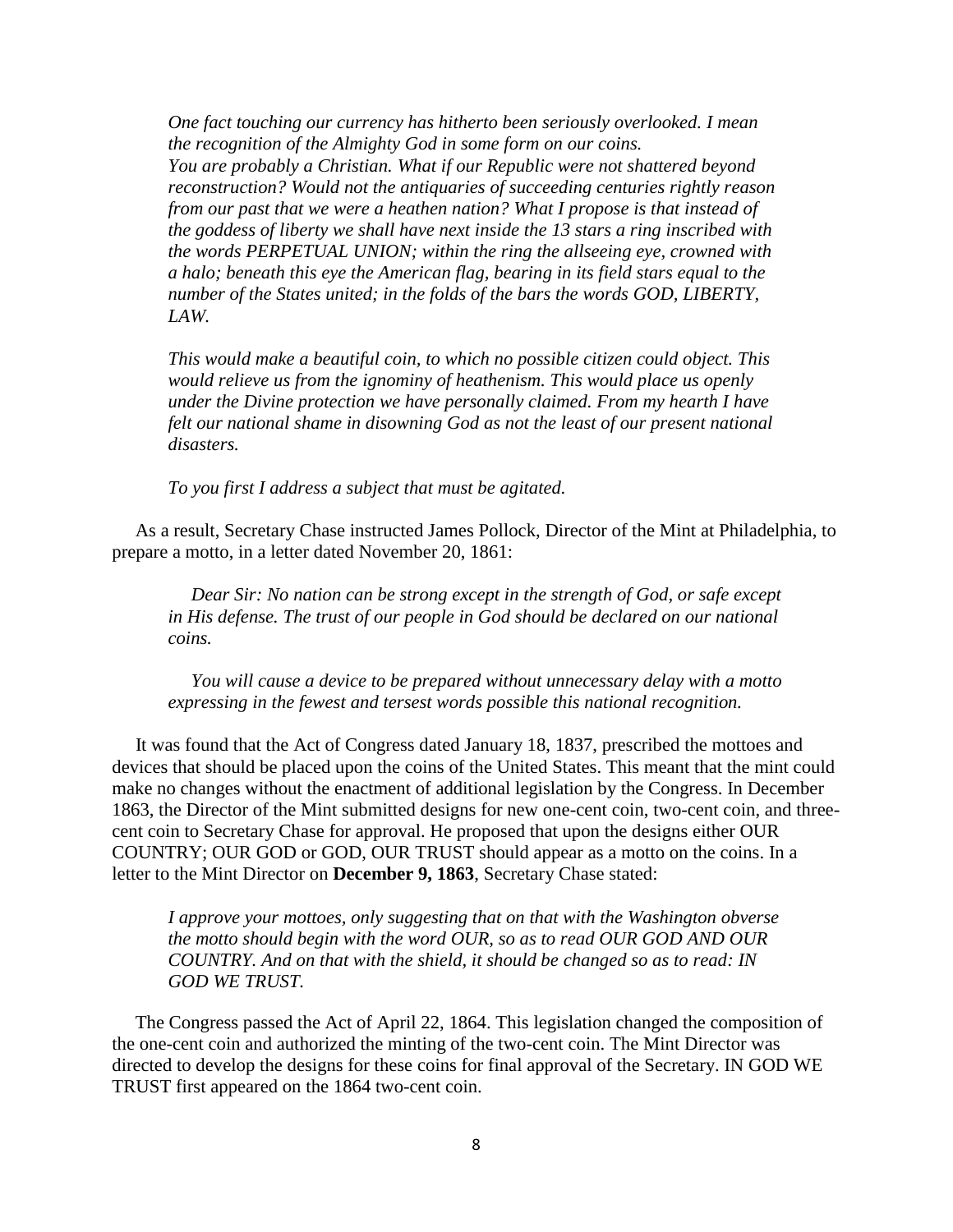> *One fact touching our currency has hitherto been seriously overlooked. I mean the recognition of the Almighty God in some form on our coins.*
> *You are probably a Christian. What if our Republic were not shattered beyond reconstruction? Would not the antiquaries of succeeding centuries rightly reason from our past that we were a heathen nation? What I propose is that instead of the goddess of liberty we shall have next inside the 13 stars a ring inscribed with the words PERPETUAL UNION; within the ring the allseeing eye, crowned with a halo; beneath this eye the American flag, bearing in its field stars equal to the number of the States united; in the folds of the bars the words GOD, LIBERTY, LAW.*
>
> *This would make a beautiful coin, to which no possible citizen could object. This would relieve us from the ignominy of heathenism. This would place us openly under the Divine protection we have personally claimed. From my hearth I have felt our national shame in disowning God as not the least of our present national disasters.*
>
> *To you first I address a subject that must be agitated.*

As a result, Secretary Chase instructed James Pollock, Director of the Mint at Philadelphia, to prepare a motto, in a letter dated November 20, 1861:

> *Dear Sir: No nation can be strong except in the strength of God, or safe except in His defense. The trust of our people in God should be declared on our national coins.*
>
> *You will cause a device to be prepared without unnecessary delay with a motto expressing in the fewest and tersest words possible this national recognition.*

It was found that the Act of Congress dated January 18, 1837, prescribed the mottoes and devices that should be placed upon the coins of the United States. This meant that the mint could make no changes without the enactment of additional legislation by the Congress. In December 1863, the Director of the Mint submitted designs for new one-cent coin, two-cent coin, and three-cent coin to Secretary Chase for approval. He proposed that upon the designs either OUR COUNTRY; OUR GOD or GOD, OUR TRUST should appear as a motto on the coins. In a letter to the Mint Director on **December 9, 1863**, Secretary Chase stated:

> *I approve your mottoes, only suggesting that on that with the Washington obverse the motto should begin with the word OUR, so as to read OUR GOD AND OUR COUNTRY. And on that with the shield, it should be changed so as to read: IN GOD WE TRUST.*

The Congress passed the Act of April 22, 1864. This legislation changed the composition of the one-cent coin and authorized the minting of the two-cent coin. The Mint Director was directed to develop the designs for these coins for final approval of the Secretary. IN GOD WE TRUST first appeared on the 1864 two-cent coin.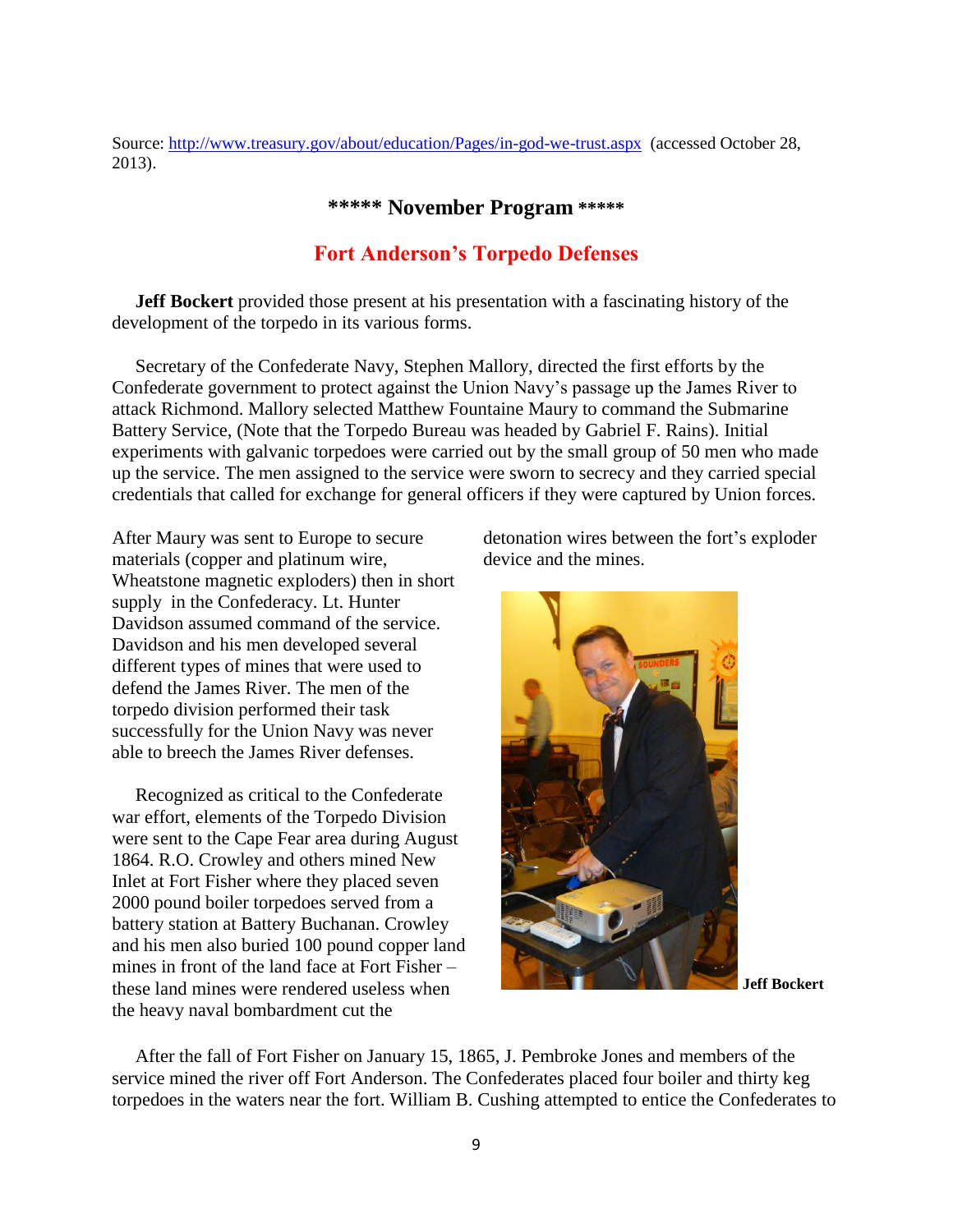Source: http://www.treasury.gov/about/education/Pages/in-god-we-trust.aspx (accessed October 28, 2013).

## ***** November Program *****

## Fort Anderson's Torpedo Defenses

**Jeff Bockert** provided those present at his presentation with a fascinating history of the development of the torpedo in its various forms.

Secretary of the Confederate Navy, Stephen Mallory, directed the first efforts by the Confederate government to protect against the Union Navy's passage up the James River to attack Richmond. Mallory selected Matthew Fountaine Maury to command the Submarine Battery Service, (Note that the Torpedo Bureau was headed by Gabriel F. Rains). Initial experiments with galvanic torpedoes were carried out by the small group of 50 men who made up the service. The men assigned to the service were sworn to secrecy and they carried special credentials that called for exchange for general officers if they were captured by Union forces.

After Maury was sent to Europe to secure materials (copper and platinum wire, Wheatstone magnetic exploders) then in short supply in the Confederacy. Lt. Hunter Davidson assumed command of the service. Davidson and his men developed several different types of mines that were used to defend the James River. The men of the torpedo division performed their task successfully for the Union Navy was never able to breech the James River defenses.

Recognized as critical to the Confederate war effort, elements of the Torpedo Division were sent to the Cape Fear area during August 1864. R.O. Crowley and others mined New Inlet at Fort Fisher where they placed seven 2000 pound boiler torpedoes served from a battery station at Battery Buchanan. Crowley and his men also buried 100 pound copper land mines in front of the land face at Fort Fisher – these land mines were rendered useless when the heavy naval bombardment cut the detonation wires between the fort's exploder device and the mines.

**Jeff Bockert**

After the fall of Fort Fisher on January 15, 1865, J. Pembroke Jones and members of the service mined the river off Fort Anderson. The Confederates placed four boiler and thirty keg torpedoes in the waters near the fort. William B. Cushing attempted to entice the Confederates to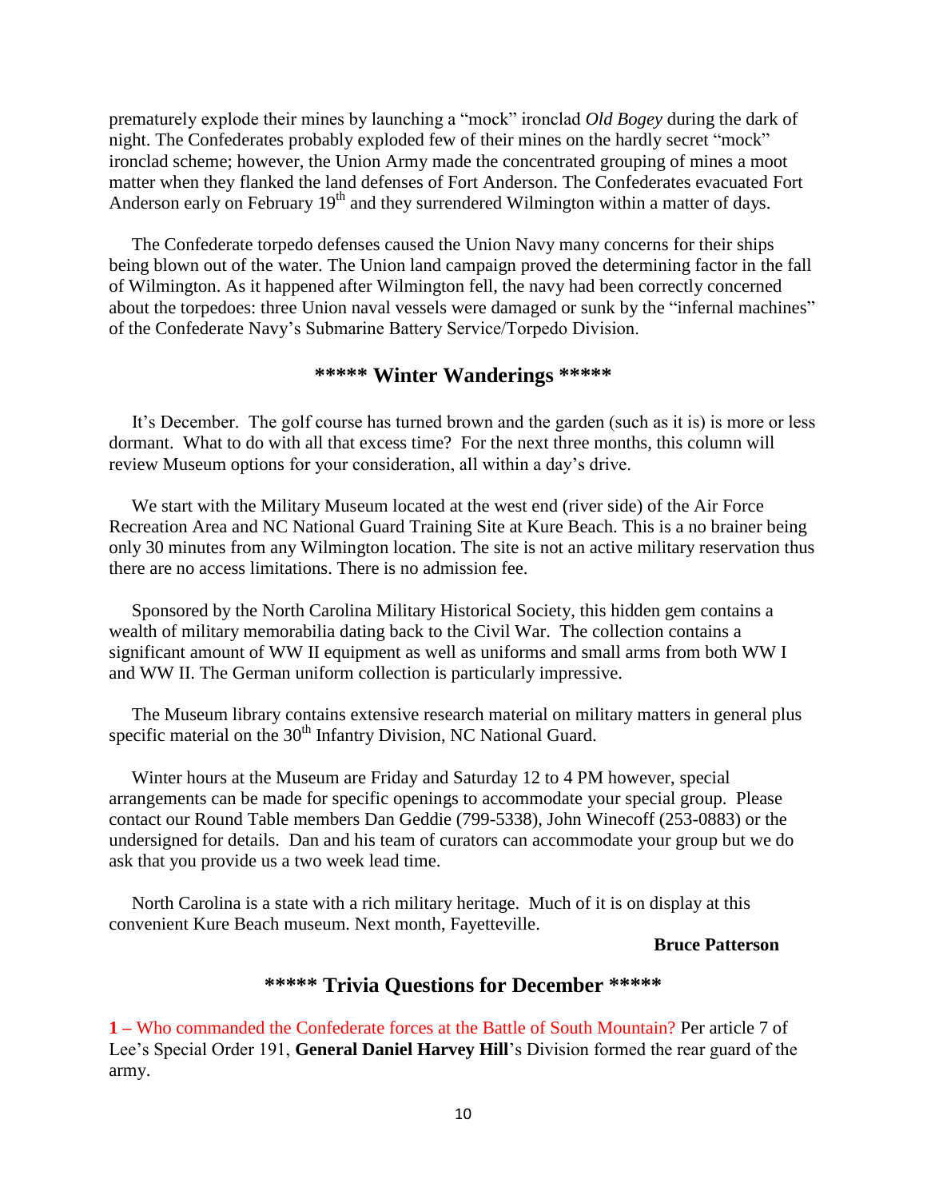prematurely explode their mines by launching a "mock" ironclad *Old Bogey* during the dark of night. The Confederates probably exploded few of their mines on the hardly secret "mock" ironclad scheme; however, the Union Army made the concentrated grouping of mines a moot matter when they flanked the land defenses of Fort Anderson. The Confederates evacuated Fort Anderson early on February 19th and they surrendered Wilmington within a matter of days.

The Confederate torpedo defenses caused the Union Navy many concerns for their ships being blown out of the water. The Union land campaign proved the determining factor in the fall of Wilmington. As it happened after Wilmington fell, the navy had been correctly concerned about the torpedoes: three Union naval vessels were damaged or sunk by the "infernal machines" of the Confederate Navy's Submarine Battery Service/Torpedo Division.

## ***** Winter Wanderings *****

It's December. The golf course has turned brown and the garden (such as it is) is more or less dormant. What to do with all that excess time? For the next three months, this column will review Museum options for your consideration, all within a day's drive.

We start with the Military Museum located at the west end (river side) of the Air Force Recreation Area and NC National Guard Training Site at Kure Beach. This is a no brainer being only 30 minutes from any Wilmington location. The site is not an active military reservation thus there are no access limitations. There is no admission fee.

Sponsored by the North Carolina Military Historical Society, this hidden gem contains a wealth of military memorabilia dating back to the Civil War. The collection contains a significant amount of WW II equipment as well as uniforms and small arms from both WW I and WW II. The German uniform collection is particularly impressive.

The Museum library contains extensive research material on military matters in general plus specific material on the 30th Infantry Division, NC National Guard.

Winter hours at the Museum are Friday and Saturday 12 to 4 PM however, special arrangements can be made for specific openings to accommodate your special group. Please contact our Round Table members Dan Geddie (799-5338), John Winecoff (253-0883) or the undersigned for details. Dan and his team of curators can accommodate your group but we do ask that you provide us a two week lead time.

North Carolina is a state with a rich military heritage. Much of it is on display at this convenient Kure Beach museum. Next month, Fayetteville.

**Bruce Patterson**

## ***** Trivia Questions for December *****

**1** – Who commanded the Confederate forces at the Battle of South Mountain? Per article 7 of Lee's Special Order 191, **General Daniel Harvey Hill**'s Division formed the rear guard of the army.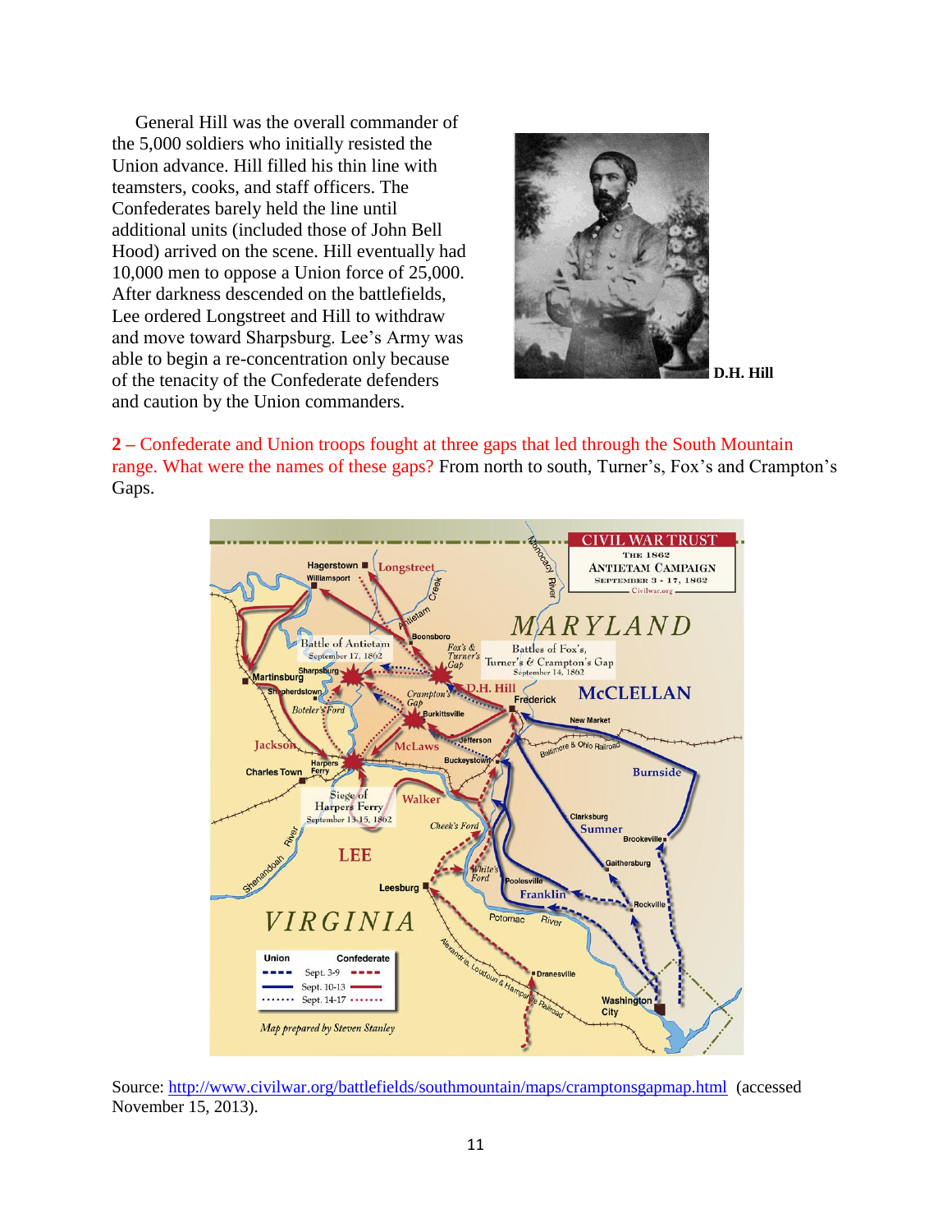General Hill was the overall commander of the 5,000 soldiers who initially resisted the Union advance. Hill filled his thin line with teamsters, cooks, and staff officers. The Confederates barely held the line until additional units (included those of John Bell Hood) arrived on the scene. Hill eventually had 10,000 men to oppose a Union force of 25,000. After darkness descended on the battlefields, Lee ordered Longstreet and Hill to withdraw and move toward Sharpsburg. Lee's Army was able to begin a re-concentration only because of the tenacity of the Confederate defenders and caution by the Union commanders.

**D.H. Hill**

**2 –** Confederate and Union troops fought at three gaps that led through the South Mountain range. What were the names of these gaps? From north to south, Turner's, Fox's and Crampton's Gaps.

Source: http://www.civilwar.org/battlefields/southmountain/maps/cramptonsgapmap.html (accessed November 15, 2013).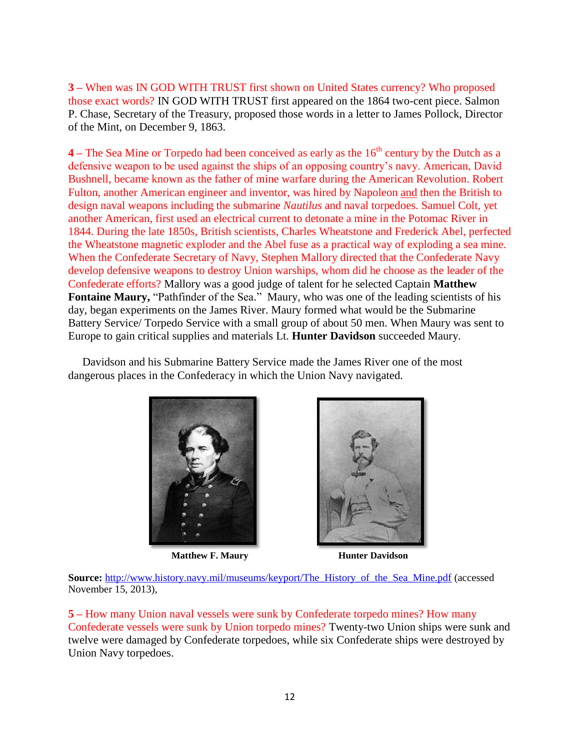**3 –** When was IN GOD WITH TRUST first shown on United States currency? Who proposed those exact words? IN GOD WITH TRUST first appeared on the 1864 two-cent piece. Salmon P. Chase, Secretary of the Treasury, proposed those words in a letter to James Pollock, Director of the Mint, on December 9, 1863.

**4** – The Sea Mine or Torpedo had been conceived as early as the 16th century by the Dutch as a defensive weapon to be used against the ships of an opposing country's navy. American, David Bushnell, became known as the father of mine warfare during the American Revolution. Robert Fulton, another American engineer and inventor, was hired by Napoleon and then the British to design naval weapons including the submarine *Nautilus* and naval torpedoes. Samuel Colt, yet another American, first used an electrical current to detonate a mine in the Potomac River in 1844. During the late 1850s, British scientists, Charles Wheatstone and Frederick Abel, perfected the Wheatstone magnetic exploder and the Abel fuse as a practical way of exploding a sea mine. When the Confederate Secretary of Navy, Stephen Mallory directed that the Confederate Navy develop defensive weapons to destroy Union warships, whom did he choose as the leader of the Confederate efforts? Mallory was a good judge of talent for he selected Captain **Matthew Fontaine Maury,** "Pathfinder of the Sea." Maury, who was one of the leading scientists of his day, began experiments on the James River. Maury formed what would be the Submarine Battery Service/ Torpedo Service with a small group of about 50 men. When Maury was sent to Europe to gain critical supplies and materials Lt. **Hunter Davidson** succeeded Maury.

Davidson and his Submarine Battery Service made the James River one of the most dangerous places in the Confederacy in which the Union Navy navigated.

**Matthew F. Maury** **Hunter Davidson**

**Source:** http://www.history.navy.mil/museums/keyport/The_History_of_the_Sea_Mine.pdf (accessed November 15, 2013),

**5** – How many Union naval vessels were sunk by Confederate torpedo mines? How many Confederate vessels were sunk by Union torpedo mines? Twenty-two Union ships were sunk and twelve were damaged by Confederate torpedoes, while six Confederate ships were destroyed by Union Navy torpedoes.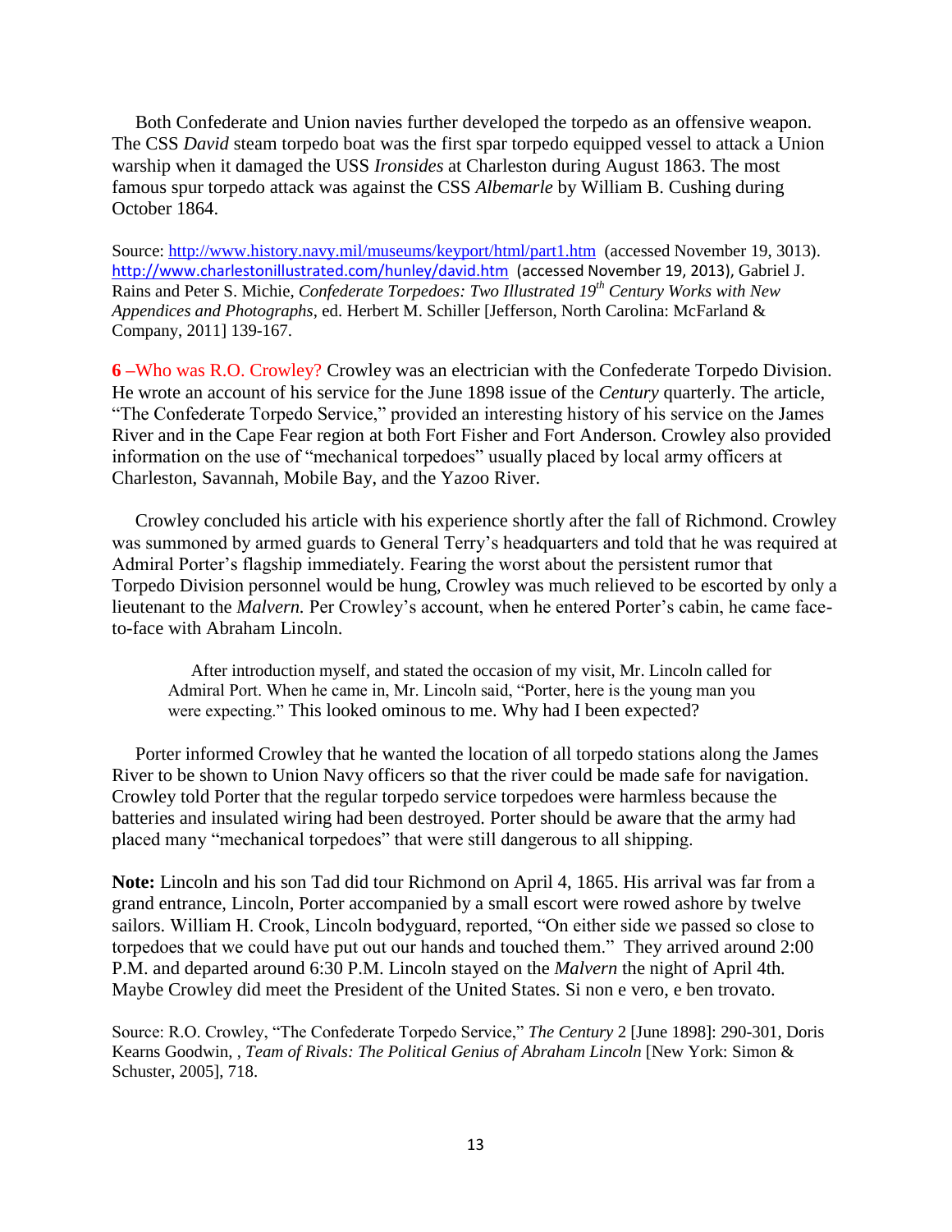Both Confederate and Union navies further developed the torpedo as an offensive weapon. The CSS *David* steam torpedo boat was the first spar torpedo equipped vessel to attack a Union warship when it damaged the USS *Ironsides* at Charleston during August 1863. The most famous spur torpedo attack was against the CSS *Albemarle* by William B. Cushing during October 1864.

Source: http://www.history.navy.mil/museums/keyport/html/part1.htm (accessed November 19, 3013). http://www.charlestonillustrated.com/hunley/david.htm (accessed November 19, 2013), Gabriel J. Rains and Peter S. Michie, *Confederate Torpedoes: Two Illustrated 19th Century Works with New Appendices and Photographs*, ed. Herbert M. Schiller [Jefferson, North Carolina: McFarland & Company, 2011] 139-167.

**6** –Who was R.O. Crowley? Crowley was an electrician with the Confederate Torpedo Division. He wrote an account of his service for the June 1898 issue of the *Century* quarterly. The article, "The Confederate Torpedo Service," provided an interesting history of his service on the James River and in the Cape Fear region at both Fort Fisher and Fort Anderson. Crowley also provided information on the use of "mechanical torpedoes" usually placed by local army officers at Charleston, Savannah, Mobile Bay, and the Yazoo River.

Crowley concluded his article with his experience shortly after the fall of Richmond. Crowley was summoned by armed guards to General Terry's headquarters and told that he was required at Admiral Porter's flagship immediately. Fearing the worst about the persistent rumor that Torpedo Division personnel would be hung, Crowley was much relieved to be escorted by only a lieutenant to the *Malvern.* Per Crowley's account, when he entered Porter's cabin, he came face-to-face with Abraham Lincoln.

> After introduction myself, and stated the occasion of my visit, Mr. Lincoln called for Admiral Port. When he came in, Mr. Lincoln said, "Porter, here is the young man you were expecting." This looked ominous to me. Why had I been expected?

Porter informed Crowley that he wanted the location of all torpedo stations along the James River to be shown to Union Navy officers so that the river could be made safe for navigation. Crowley told Porter that the regular torpedo service torpedoes were harmless because the batteries and insulated wiring had been destroyed. Porter should be aware that the army had placed many "mechanical torpedoes" that were still dangerous to all shipping.

**Note:** Lincoln and his son Tad did tour Richmond on April 4, 1865. His arrival was far from a grand entrance, Lincoln, Porter accompanied by a small escort were rowed ashore by twelve sailors. William H. Crook, Lincoln bodyguard, reported, "On either side we passed so close to torpedoes that we could have put out our hands and touched them." They arrived around 2:00 P.M. and departed around 6:30 P.M. Lincoln stayed on the *Malvern* the night of April 4th. Maybe Crowley did meet the President of the United States. Si non e vero, e ben trovato.

Source: R.O. Crowley, "The Confederate Torpedo Service," *The Century* 2 [June 1898]: 290-301, Doris Kearns Goodwin, , *Team of Rivals: The Political Genius of Abraham Lincoln* [New York: Simon & Schuster, 2005], 718.